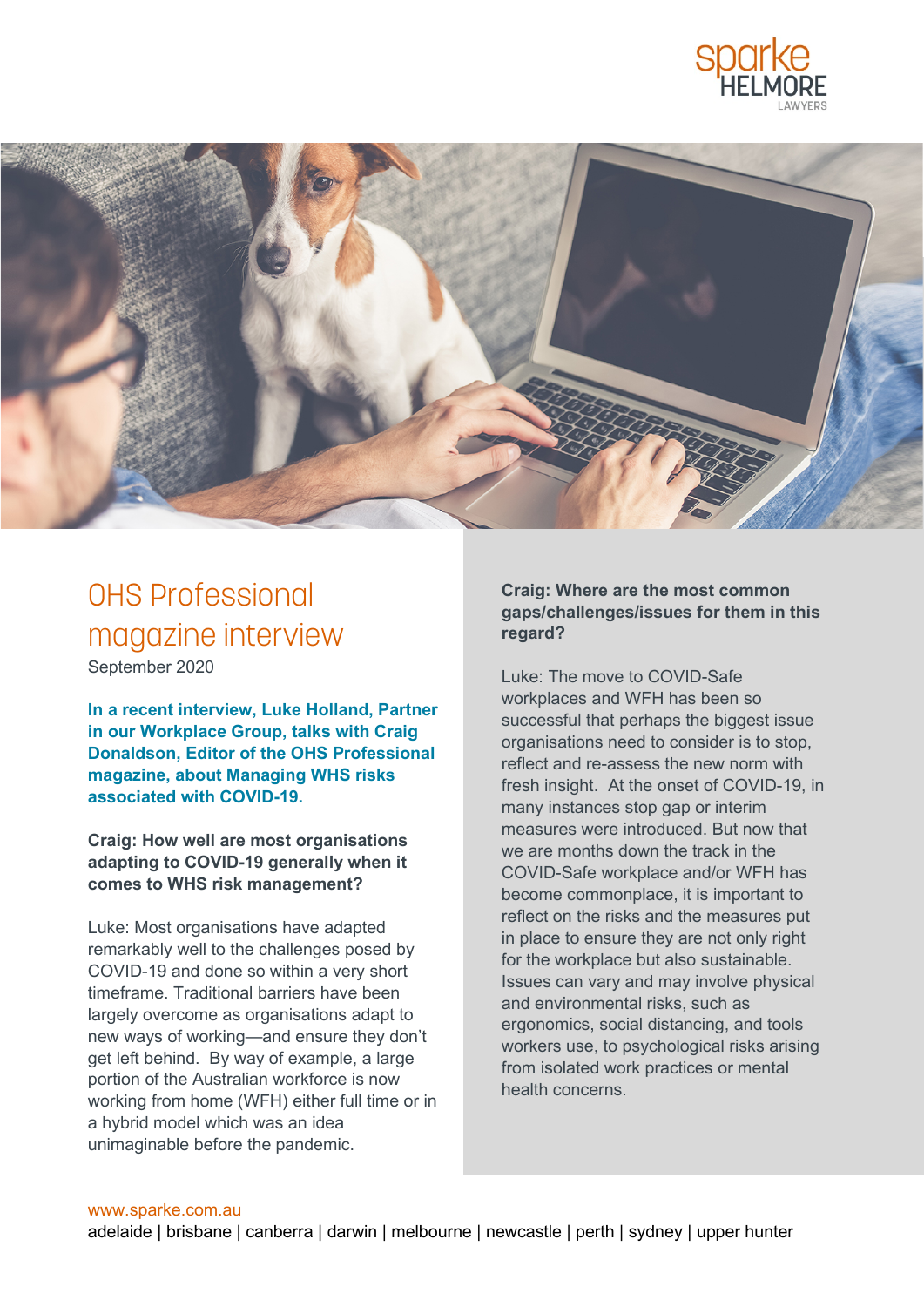# OHS Professional magazine interview

September 2020

**In a recent interview, Luke Holland, Partner in our Workplace Group, talks with Craig Donaldson, Editor of the OHS Professional magazine, about Managing WHS risks associated with COVID-19.**

**Craig: How well are most organisations adapting to COVID-19 generally when it comes to WHS risk management?**

Luke: Most organisations have adapted remarkably well to the challenges posed by COVID-19 and done so within a very short timeframe. Traditional barriers have been largely overcome as organisations adapt to new ways of working—and ensure they don't get left behind. By way of example, a large portion of the Australian workforce is now working from home (WFH) either full time or in a hybrid model which was an idea unimaginable before the pandemic.

**Craig: Where are the most common gaps/challenges/issues for them in this regard?**

Luke: The move to COVID-Safe workplaces and WFH has been so successful that perhaps the biggest issue organisations need to consider is to stop, reflect and re-assess the new norm with fresh insight. At the onset of COVID-19, in many instances stop gap or interim measures were introduced. But now that we are months down the track in the COVID-Safe workplace and/or WFH has become commonplace, it is important to reflect on the risks and the measures put in place to ensure they are not only right for the workplace but also sustainable. Issues can vary and may involve physical and environmental risks, such as ergonomics, social distancing, and tools workers use, to psychological risks arising from isolated work practices or mental health concerns.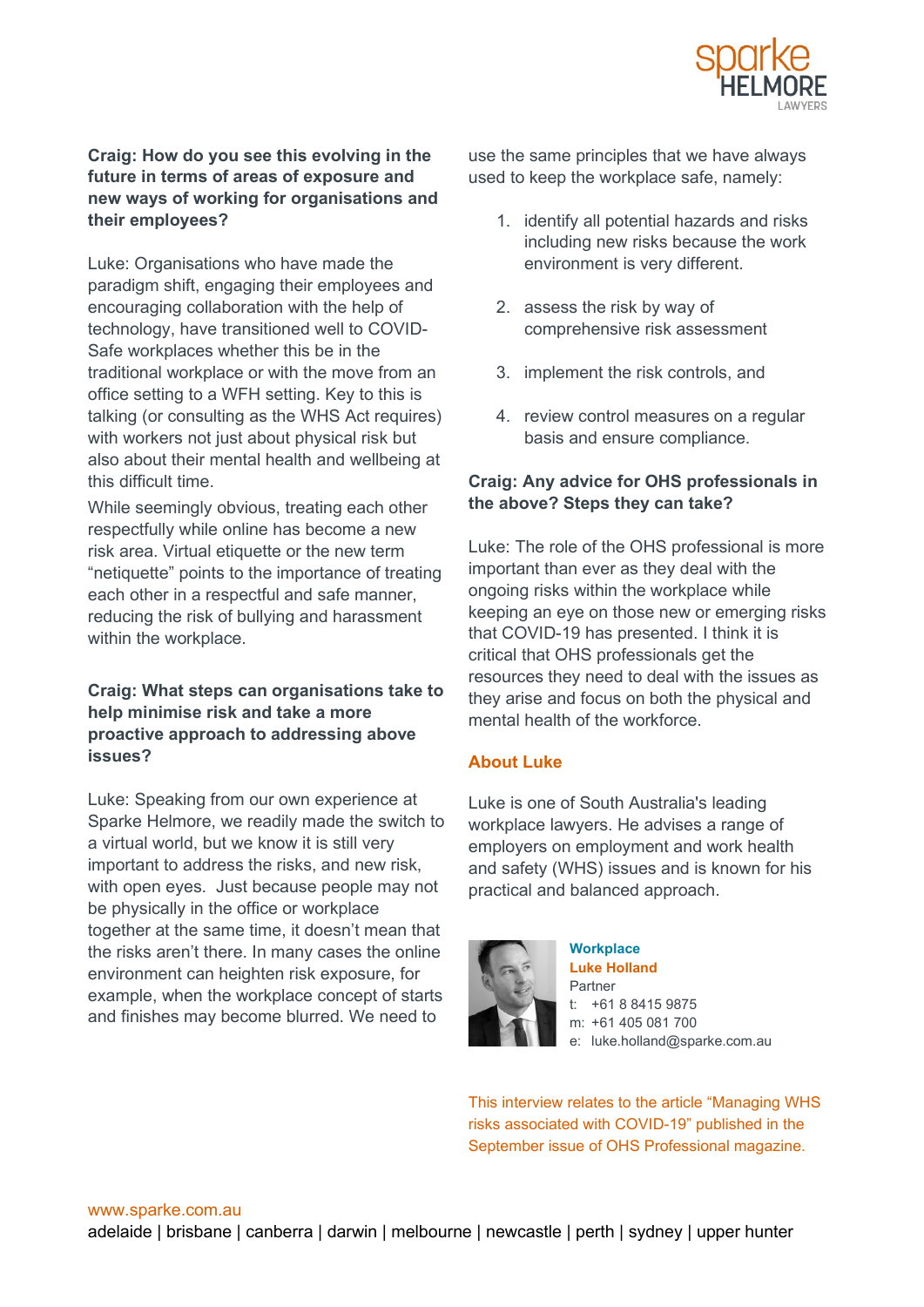**Craig: How do you see this evolving in the future in terms of areas of exposure and new ways of working for organisations and their employees?**

Luke: Organisations who have made the paradigm shift, engaging their employees and encouraging collaboration with the help of technology, have transitioned well to COVID-Safe workplaces whether this be in the traditional workplace or with the move from an office setting to a WFH setting. Key to this is talking (or consulting as the WHS Act requires) with workers not just about physical risk but also about their mental health and wellbeing at this difficult time.

While seemingly obvious, treating each other respectfully while online has become a new risk area. Virtual etiquette or the new term "netiquette" points to the importance of treating each other in a respectful and safe manner, reducing the risk of bullying and harassment within the workplace.

**Craig: What steps can organisations take to help minimise risk and take a more proactive approach to addressing above issues?**

Luke: Speaking from our own experience at Sparke Helmore, we readily made the switch to a virtual world, but we know it is still very important to address the risks, and new risk, with open eyes. Just because people may not be physically in the office or workplace together at the same time, it doesn't mean that the risks aren't there. In many cases the online environment can heighten risk exposure, for example, when the workplace concept of starts and finishes may become blurred. We need to use the same principles that we have always used to keep the workplace safe, namely:

1. identify all potential hazards and risks including new risks because the work environment is very different.
2. assess the risk by way of comprehensive risk assessment
3. implement the risk controls, and
4. review control measures on a regular basis and ensure compliance.

**Craig: Any advice for OHS professionals in the above? Steps they can take?**

Luke: The role of the OHS professional is more important than ever as they deal with the ongoing risks within the workplace while keeping an eye on those new or emerging risks that COVID-19 has presented. I think it is critical that OHS professionals get the resources they need to deal with the issues as they arise and focus on both the physical and mental health of the workforce.

## About Luke

Luke is one of South Australia's leading workplace lawyers. He advises a range of employers on employment and work health and safety (WHS) issues and is known for his practical and balanced approach.

**Workplace**
**Luke Holland**
Partner
t: +61 8 8415 9875
m: +61 405 081 700
e: luke.holland@sparke.com.au

This interview relates to the article "Managing WHS risks associated with COVID-19" published in the September issue of OHS Professional magazine.

www.sparke.com.au
adelaide | brisbane | canberra | darwin | melbourne | newcastle | perth | sydney | upper hunter